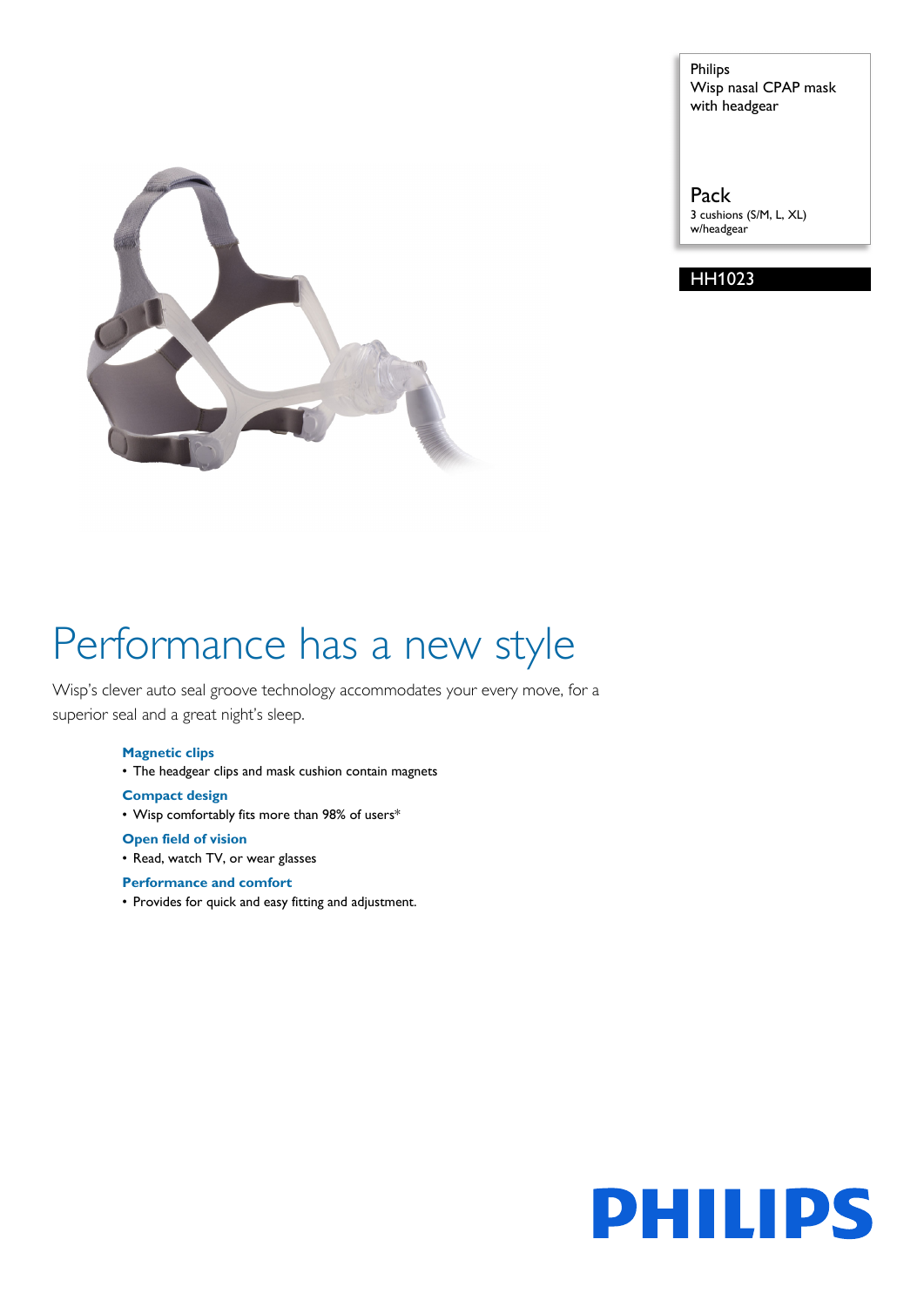Philips
Wisp nasal CPAP mask with headgear

Pack
3 cushions (S/M, L, XL) w/headgear

HH1023

# Performance has a new style

Wisp's clever auto seal groove technology accommodates your every move, for a superior seal and a great night's sleep.

### Magnetic clips

- The headgear clips and mask cushion contain magnets

### Compact design

- Wisp comfortably fits more than 98% of users*

### Open field of vision

- Read, watch TV, or wear glasses

### Performance and comfort

- Provides for quick and easy fitting and adjustment.

PHILIPS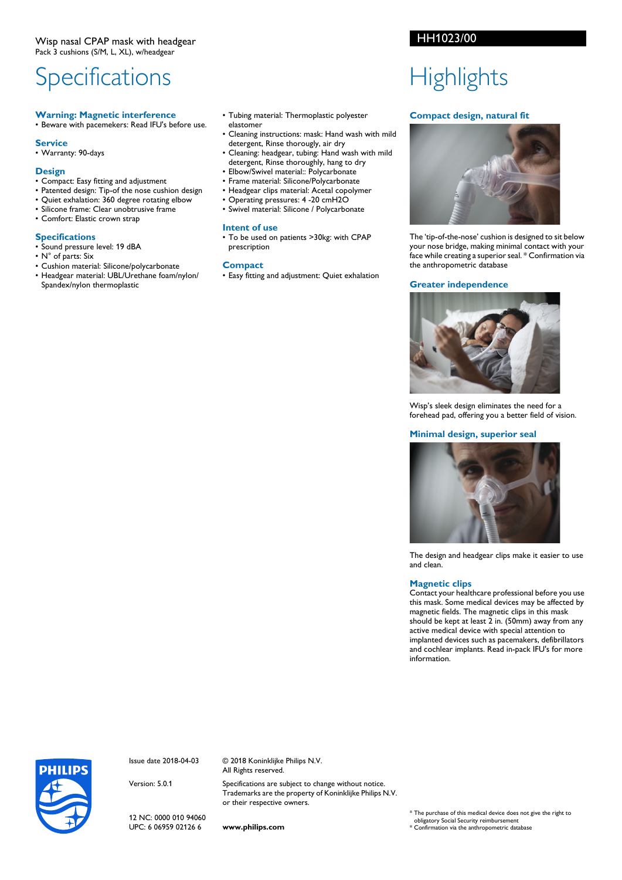Wisp nasal CPAP mask with headgear
Pack 3 cushions (S/M, L, XL), w/headgear

HH1023/00

# Specifications

### Warning: Magnetic interference
- Beware with pacemekers: Read IFU's before use.

### Service
- Warranty: 90-days

### Design
- Compact: Easy fitting and adjustment
- Patented design: Tip-of the nose cushion design
- Quiet exhalation: 360 degree rotating elbow
- Silicone frame: Clear unobtrusive frame
- Comfort: Elastic crown strap

### Specifications
- Sound pressure level: 19 dBA
- N° of parts: Six
- Cushion material: Silicone/polycarbonate
- Headgear material: UBL/Urethane foam/nylon/Spandex/nylon thermoplastic
- Tubing material: Thermoplastic polyester elastomer
- Cleaning instructions: mask: Hand wash with mild detergent, Rinse thoroughly, air dry
- Cleaning: headgear, tubing: Hand wash with mild detergent, Rinse thoroughly, hang to dry
- Elbow/Swivel material:: Polycarbonate
- Frame material: Silicone/Polycarbonate
- Headgear clips material: Acetal copolymer
- Operating pressures: 4 -20 cmH2O
- Swivel material: Silicone / Polycarbonate

### Intent of use
- To be used on patients >30kg: with CPAP prescription

### Compact
- Easy fitting and adjustment: Quiet exhalation

# Highlights

### Compact design, natural fit

The 'tip-of-the-nose' cushion is designed to sit below your nose bridge, making minimal contact with your face while creating a superior seal. * Confirmation via the anthropometric database

### Greater independence

Wisp's sleek design eliminates the need for a forehead pad, offering you a better field of vision.

### Minimal design, superior seal

The design and headgear clips make it easier to use and clean.

### Magnetic clips

Contact your healthcare professional before you use this mask. Some medical devices may be affected by magnetic fields. The magnetic clips in this mask should be kept at least 2 in. (50mm) away from any active medical device with special attention to implanted devices such as pacemakers, defibrillators and cochlear implants. Read in-pack IFU's for more information.

Issue date 2018-04-03

Version: 5.0.1

12 NC: 0000 010 94060
UPC: 6 06959 02126 6

© 2018 Koninklijke Philips N.V.
All Rights reserved.

Specifications are subject to change without notice. Trademarks are the property of Koninklijke Philips N.V. or their respective owners.

**www.philips.com**

* The purchase of this medical device does not give the right to obligatory Social Security reimbursement
* Confirmation via the anthropometric database